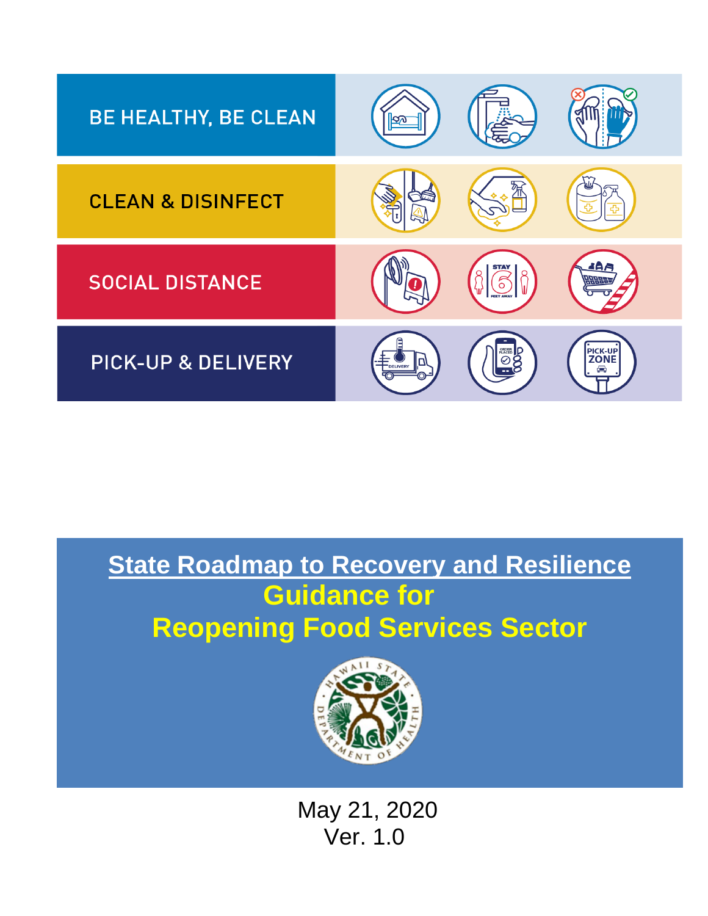BE HEALTHY, BE CLEAN

CLEAN & DISINFECT

SOCIAL DISTANCE

PICK-UP & DELIVERY

# State Roadmap to Recovery and Resilience

## Guidance for Reopening Food Services Sector

May 21, 2020
Ver. 1.0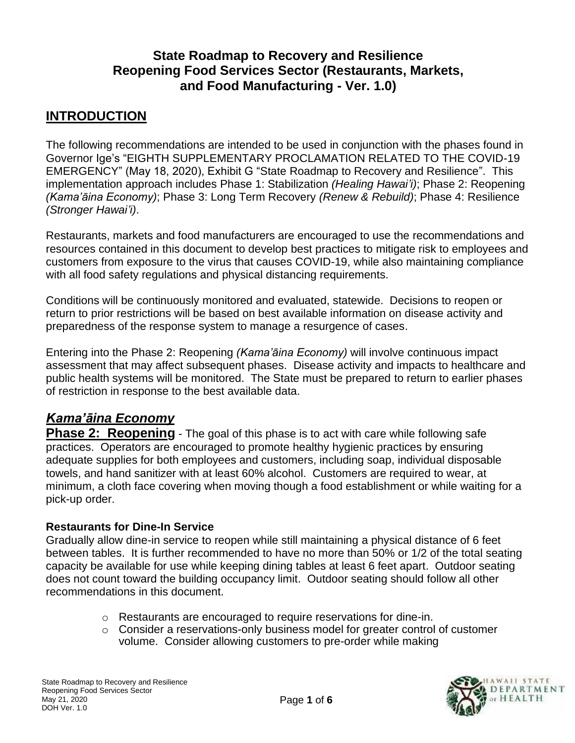# State Roadmap to Recovery and Resilience Reopening Food Services Sector (Restaurants, Markets, and Food Manufacturing - Ver. 1.0)

## INTRODUCTION

The following recommendations are intended to be used in conjunction with the phases found in Governor Ige's "EIGHTH SUPPLEMENTARY PROCLAMATION RELATED TO THE COVID-19 EMERGENCY" (May 18, 2020), Exhibit G "State Roadmap to Recovery and Resilience". This implementation approach includes Phase 1: Stabilization *(Healing Hawai'i)*; Phase 2: Reopening *(Kama'āina Economy)*; Phase 3: Long Term Recovery *(Renew & Rebuild)*; Phase 4: Resilience *(Stronger Hawai'i)*.

Restaurants, markets and food manufacturers are encouraged to use the recommendations and resources contained in this document to develop best practices to mitigate risk to employees and customers from exposure to the virus that causes COVID-19, while also maintaining compliance with all food safety regulations and physical distancing requirements.

Conditions will be continuously monitored and evaluated, statewide. Decisions to reopen or return to prior restrictions will be based on best available information on disease activity and preparedness of the response system to manage a resurgence of cases.

Entering into the Phase 2: Reopening *(Kama'āina Economy)* will involve continuous impact assessment that may affect subsequent phases. Disease activity and impacts to healthcare and public health systems will be monitored. The State must be prepared to return to earlier phases of restriction in response to the best available data.

## *Kama'āina Economy*

**Phase 2: Reopening** - The goal of this phase is to act with care while following safe practices. Operators are encouraged to promote healthy hygienic practices by ensuring adequate supplies for both employees and customers, including soap, individual disposable towels, and hand sanitizer with at least 60% alcohol. Customers are required to wear, at minimum, a cloth face covering when moving though a food establishment or while waiting for a pick-up order.

### Restaurants for Dine-In Service

Gradually allow dine-in service to reopen while still maintaining a physical distance of 6 feet between tables. It is further recommended to have no more than 50% or 1/2 of the total seating capacity be available for use while keeping dining tables at least 6 feet apart. Outdoor seating does not count toward the building occupancy limit. Outdoor seating should follow all other recommendations in this document.

- Restaurants are encouraged to require reservations for dine-in.
- Consider a reservations-only business model for greater control of customer volume. Consider allowing customers to pre-order while making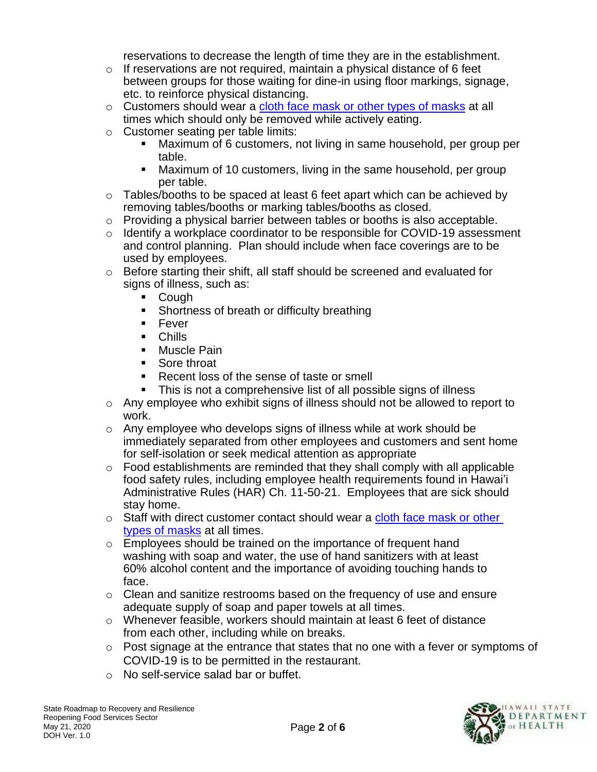reservations to decrease the length of time they are in the establishment.

- If reservations are not required, maintain a physical distance of 6 feet between groups for those waiting for dine-in using floor markings, signage, etc. to reinforce physical distancing.
- Customers should wear a cloth face mask or other types of masks at all times which should only be removed while actively eating.
- Customer seating per table limits:
  - Maximum of 6 customers, not living in same household, per group per table.
  - Maximum of 10 customers, living in the same household, per group per table.
- Tables/booths to be spaced at least 6 feet apart which can be achieved by removing tables/booths or marking tables/booths as closed.
- Providing a physical barrier between tables or booths is also acceptable.
- Identify a workplace coordinator to be responsible for COVID-19 assessment and control planning. Plan should include when face coverings are to be used by employees.
- Before starting their shift, all staff should be screened and evaluated for signs of illness, such as:
  - Cough
  - Shortness of breath or difficulty breathing
  - Fever
  - Chills
  - Muscle Pain
  - Sore throat
  - Recent loss of the sense of taste or smell
  - This is not a comprehensive list of all possible signs of illness
- Any employee who exhibit signs of illness should not be allowed to report to work.
- Any employee who develops signs of illness while at work should be immediately separated from other employees and customers and sent home for self-isolation or seek medical attention as appropriate
- Food establishments are reminded that they shall comply with all applicable food safety rules, including employee health requirements found in Hawai'i Administrative Rules (HAR) Ch. 11-50-21. Employees that are sick should stay home.
- Staff with direct customer contact should wear a cloth face mask or other types of masks at all times.
- Employees should be trained on the importance of frequent hand washing with soap and water, the use of hand sanitizers with at least 60% alcohol content and the importance of avoiding touching hands to face.
- Clean and sanitize restrooms based on the frequency of use and ensure adequate supply of soap and paper towels at all times.
- Whenever feasible, workers should maintain at least 6 feet of distance from each other, including while on breaks.
- Post signage at the entrance that states that no one with a fever or symptoms of COVID-19 is to be permitted in the restaurant.
- No self-service salad bar or buffet.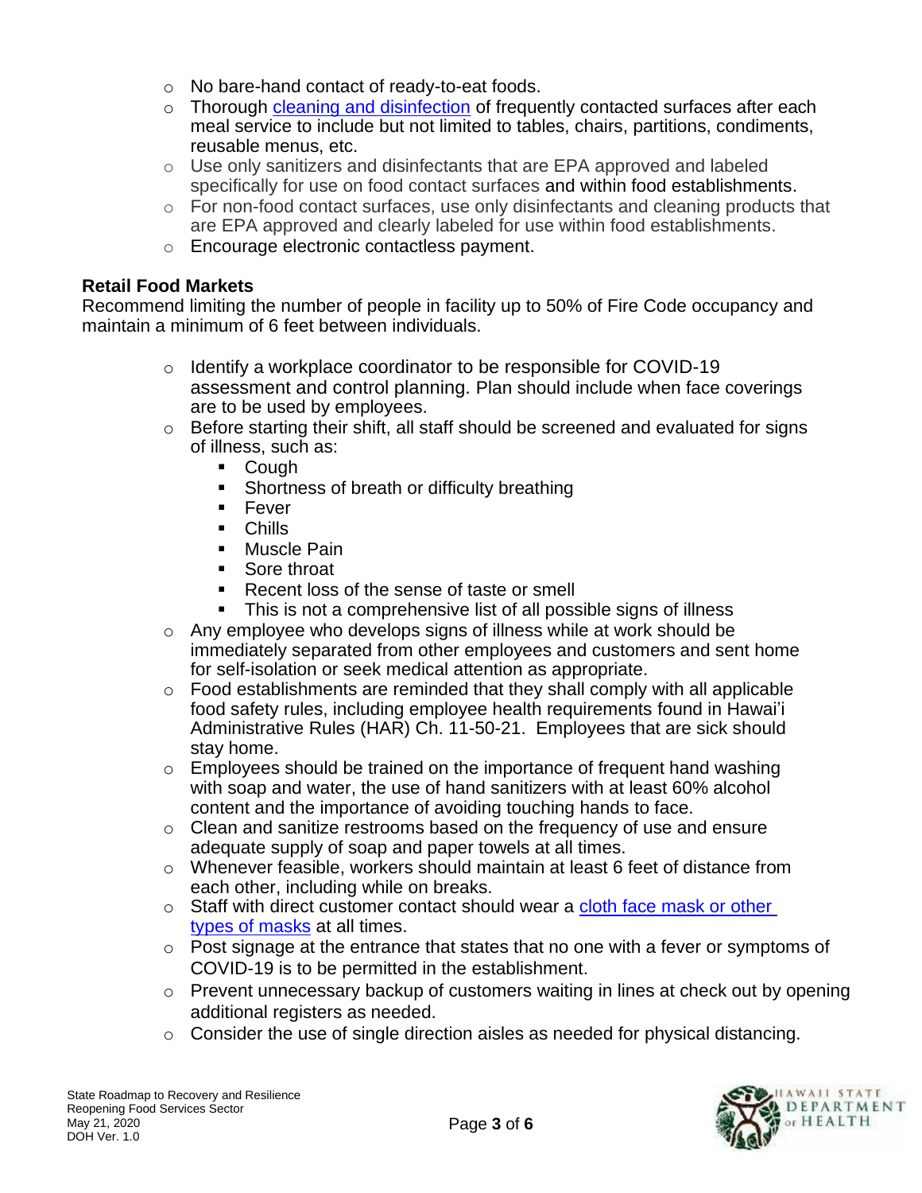- No bare-hand contact of ready-to-eat foods.
- Thorough [cleaning and disinfection](#) of frequently contacted surfaces after each meal service to include but not limited to tables, chairs, partitions, condiments, reusable menus, etc.
- Use only sanitizers and disinfectants that are EPA approved and labeled specifically for use on food contact surfaces and within food establishments.
- For non-food contact surfaces, use only disinfectants and cleaning products that are EPA approved and clearly labeled for use within food establishments.
- Encourage electronic contactless payment.

**Retail Food Markets**

Recommend limiting the number of people in facility up to 50% of Fire Code occupancy and maintain a minimum of 6 feet between individuals.

- Identify a workplace coordinator to be responsible for COVID-19 assessment and control planning. Plan should include when face coverings are to be used by employees.
- Before starting their shift, all staff should be screened and evaluated for signs of illness, such as:
  - Cough
  - Shortness of breath or difficulty breathing
  - Fever
  - Chills
  - Muscle Pain
  - Sore throat
  - Recent loss of the sense of taste or smell
  - This is not a comprehensive list of all possible signs of illness
- Any employee who develops signs of illness while at work should be immediately separated from other employees and customers and sent home for self-isolation or seek medical attention as appropriate.
- Food establishments are reminded that they shall comply with all applicable food safety rules, including employee health requirements found in Hawai'i Administrative Rules (HAR) Ch. 11-50-21. Employees that are sick should stay home.
- Employees should be trained on the importance of frequent hand washing with soap and water, the use of hand sanitizers with at least 60% alcohol content and the importance of avoiding touching hands to face.
- Clean and sanitize restrooms based on the frequency of use and ensure adequate supply of soap and paper towels at all times.
- Whenever feasible, workers should maintain at least 6 feet of distance from each other, including while on breaks.
- Staff with direct customer contact should wear a [cloth face mask or other types of masks](#) at all times.
- Post signage at the entrance that states that no one with a fever or symptoms of COVID-19 is to be permitted in the establishment.
- Prevent unnecessary backup of customers waiting in lines at check out by opening additional registers as needed.
- Consider the use of single direction aisles as needed for physical distancing.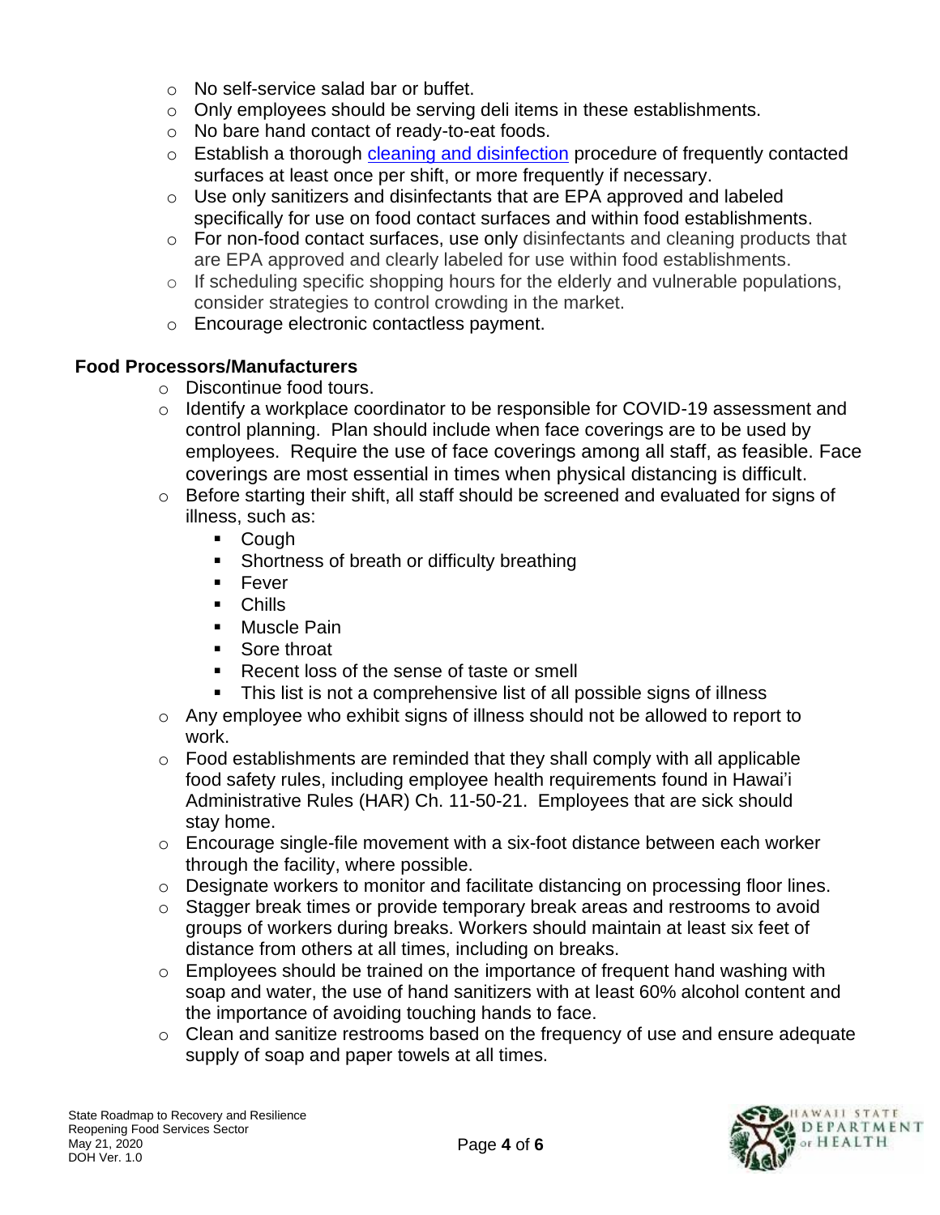- No self-service salad bar or buffet.
- Only employees should be serving deli items in these establishments.
- No bare hand contact of ready-to-eat foods.
- Establish a thorough [cleaning and disinfection]() procedure of frequently contacted surfaces at least once per shift, or more frequently if necessary.
- Use only sanitizers and disinfectants that are EPA approved and labeled specifically for use on food contact surfaces and within food establishments.
- For non-food contact surfaces, use only disinfectants and cleaning products that are EPA approved and clearly labeled for use within food establishments.
- If scheduling specific shopping hours for the elderly and vulnerable populations, consider strategies to control crowding in the market.
- Encourage electronic contactless payment.

**Food Processors/Manufacturers**

- Discontinue food tours.
- Identify a workplace coordinator to be responsible for COVID-19 assessment and control planning. Plan should include when face coverings are to be used by employees. Require the use of face coverings among all staff, as feasible. Face coverings are most essential in times when physical distancing is difficult.
- Before starting their shift, all staff should be screened and evaluated for signs of illness, such as:
  - Cough
  - Shortness of breath or difficulty breathing
  - Fever
  - Chills
  - Muscle Pain
  - Sore throat
  - Recent loss of the sense of taste or smell
  - This list is not a comprehensive list of all possible signs of illness
- Any employee who exhibit signs of illness should not be allowed to report to work.
- Food establishments are reminded that they shall comply with all applicable food safety rules, including employee health requirements found in Hawai'i Administrative Rules (HAR) Ch. 11-50-21. Employees that are sick should stay home.
- Encourage single-file movement with a six-foot distance between each worker through the facility, where possible.
- Designate workers to monitor and facilitate distancing on processing floor lines.
- Stagger break times or provide temporary break areas and restrooms to avoid groups of workers during breaks. Workers should maintain at least six feet of distance from others at all times, including on breaks.
- Employees should be trained on the importance of frequent hand washing with soap and water, the use of hand sanitizers with at least 60% alcohol content and the importance of avoiding touching hands to face.
- Clean and sanitize restrooms based on the frequency of use and ensure adequate supply of soap and paper towels at all times.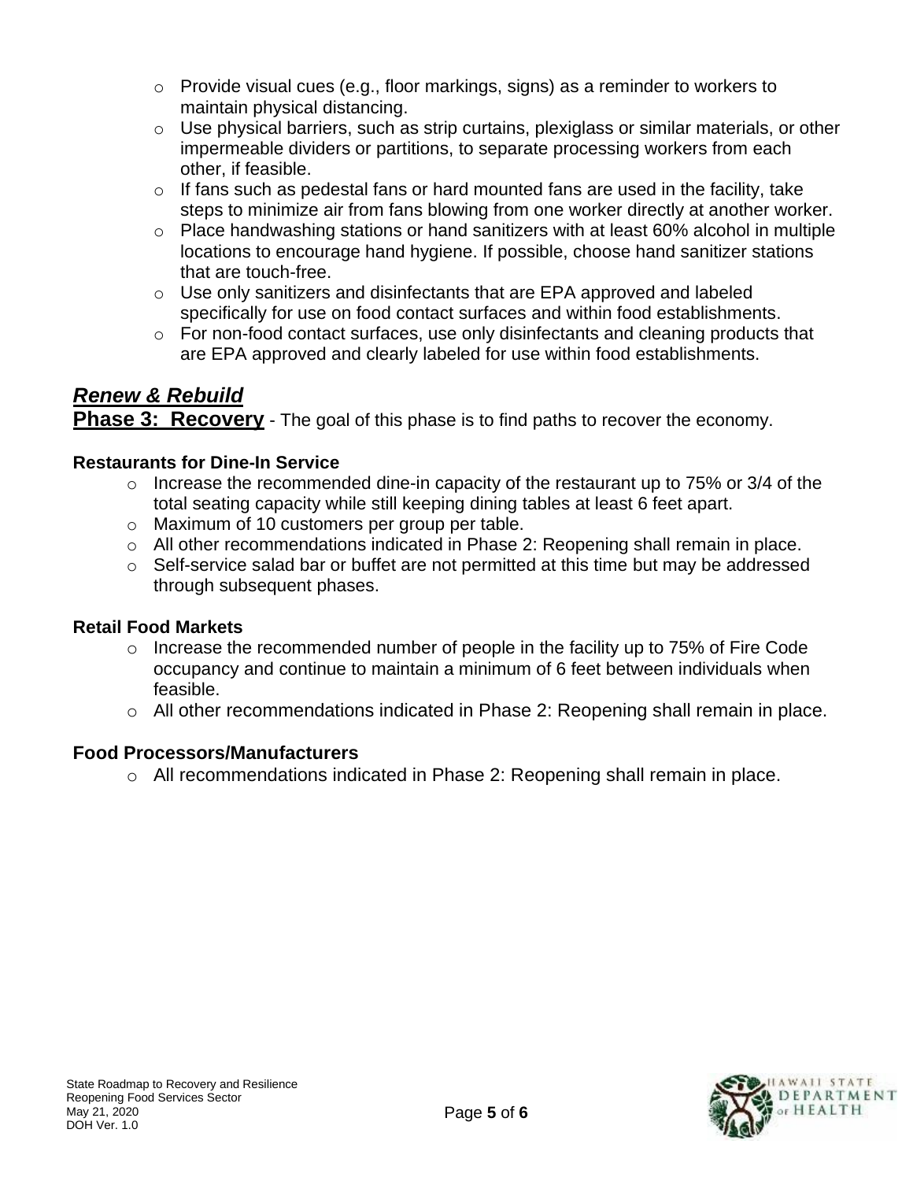- Provide visual cues (e.g., floor markings, signs) as a reminder to workers to maintain physical distancing.
- Use physical barriers, such as strip curtains, plexiglass or similar materials, or other impermeable dividers or partitions, to separate processing workers from each other, if feasible.
- If fans such as pedestal fans or hard mounted fans are used in the facility, take steps to minimize air from fans blowing from one worker directly at another worker.
- Place handwashing stations or hand sanitizers with at least 60% alcohol in multiple locations to encourage hand hygiene. If possible, choose hand sanitizer stations that are touch-free.
- Use only sanitizers and disinfectants that are EPA approved and labeled specifically for use on food contact surfaces and within food establishments.
- For non-food contact surfaces, use only disinfectants and cleaning products that are EPA approved and clearly labeled for use within food establishments.

## ***Renew & Rebuild***

**Phase 3: Recovery** - The goal of this phase is to find paths to recover the economy.

### Restaurants for Dine-In Service

- Increase the recommended dine-in capacity of the restaurant up to 75% or 3/4 of the total seating capacity while still keeping dining tables at least 6 feet apart.
- Maximum of 10 customers per group per table.
- All other recommendations indicated in Phase 2: Reopening shall remain in place.
- Self-service salad bar or buffet are not permitted at this time but may be addressed through subsequent phases.

### Retail Food Markets

- Increase the recommended number of people in the facility up to 75% of Fire Code occupancy and continue to maintain a minimum of 6 feet between individuals when feasible.
- All other recommendations indicated in Phase 2: Reopening shall remain in place.

### Food Processors/Manufacturers

- All recommendations indicated in Phase 2: Reopening shall remain in place.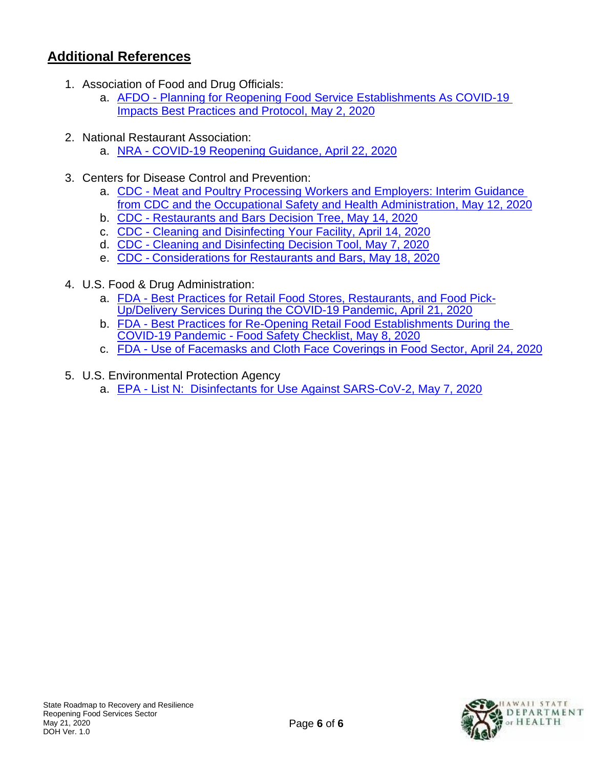## Additional References

1. Association of Food and Drug Officials:
   a. AFDO - Planning for Reopening Food Service Establishments As COVID-19 Impacts Best Practices and Protocol, May 2, 2020

2. National Restaurant Association:
   a. NRA - COVID-19 Reopening Guidance, April 22, 2020

3. Centers for Disease Control and Prevention:
   a. CDC - Meat and Poultry Processing Workers and Employers: Interim Guidance from CDC and the Occupational Safety and Health Administration, May 12, 2020
   b. CDC - Restaurants and Bars Decision Tree, May 14, 2020
   c. CDC - Cleaning and Disinfecting Your Facility, April 14, 2020
   d. CDC - Cleaning and Disinfecting Decision Tool, May 7, 2020
   e. CDC - Considerations for Restaurants and Bars, May 18, 2020

4. U.S. Food & Drug Administration:
   a. FDA - Best Practices for Retail Food Stores, Restaurants, and Food Pick-Up/Delivery Services During the COVID-19 Pandemic, April 21, 2020
   b. FDA - Best Practices for Re-Opening Retail Food Establishments During the COVID-19 Pandemic - Food Safety Checklist, May 8, 2020
   c. FDA - Use of Facemasks and Cloth Face Coverings in Food Sector, April 24, 2020

5. U.S. Environmental Protection Agency
   a. EPA - List N: Disinfectants for Use Against SARS-CoV-2, May 7, 2020